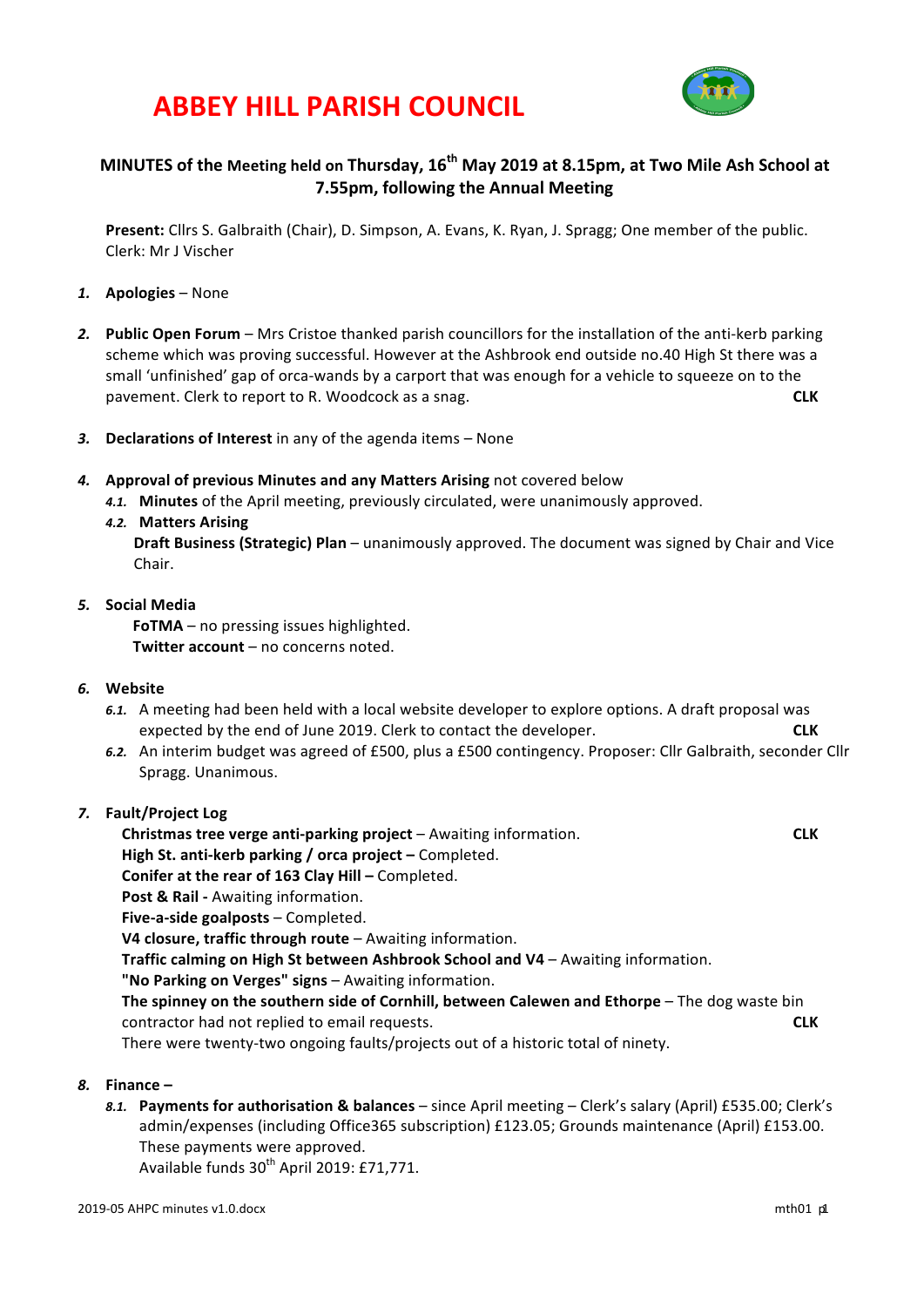# ABBEY HILL PARISH COUNCIL

## MINUTES of the Meeting held on Thursday, 16th May 2019 at 8.15pm, at Two Mile Ash School at 7.55pm, following the Annual Meeting

**Present:** Cllrs S. Galbraith (Chair), D. Simpson, A. Evans, K. Ryan, J. Spragg; One member of the public. Clerk: Mr J Vischer

1. **Apologies** – None

2. **Public Open Forum** – Mrs Cristoe thanked parish councillors for the installation of the anti-kerb parking scheme which was proving successful. However at the Ashbrook end outside no.40 High St there was a small 'unfinished' gap of orca-wands by a carport that was enough for a vehicle to squeeze on to the pavement. Clerk to report to R. Woodcock as a snag. **CLK**

3. **Declarations of Interest** in any of the agenda items – None

4. **Approval of previous Minutes and any Matters Arising** not covered below
   - 4.1. **Minutes** of the April meeting, previously circulated, were unanimously approved.
   - 4.2. **Matters Arising**

     **Draft Business (Strategic) Plan** – unanimously approved. The document was signed by Chair and Vice Chair.

5. **Social Media**

   **FoTMA** – no pressing issues highlighted.

   **Twitter account** – no concerns noted.

6. **Website**
   - 6.1. A meeting had been held with a local website developer to explore options. A draft proposal was expected by the end of June 2019. Clerk to contact the developer. **CLK**
   - 6.2. An interim budget was agreed of £500, plus a £500 contingency. Proposer: Cllr Galbraith, seconder Cllr Spragg. Unanimous.

7. **Fault/Project Log**

   **Christmas tree verge anti-parking project** – Awaiting information. **CLK**

   **High St. anti-kerb parking / orca project –** Completed.

   **Conifer at the rear of 163 Clay Hill –** Completed.

   **Post & Rail -** Awaiting information.

   **Five-a-side goalposts** – Completed.

   **V4 closure, traffic through route** – Awaiting information.

   **Traffic calming on High St between Ashbrook School and V4** – Awaiting information.

   **"No Parking on Verges" signs** – Awaiting information.

   **The spinney on the southern side of Cornhill, between Calewen and Ethorpe** – The dog waste bin contractor had not replied to email requests. **CLK**

   There were twenty-two ongoing faults/projects out of a historic total of ninety.

8. **Finance –**
   - 8.1. **Payments for authorisation & balances** – since April meeting – Clerk's salary (April) £535.00; Clerk's admin/expenses (including Office365 subscription) £123.05; Grounds maintenance (April) £153.00. These payments were approved.

     Available funds 30th April 2019: £71,771.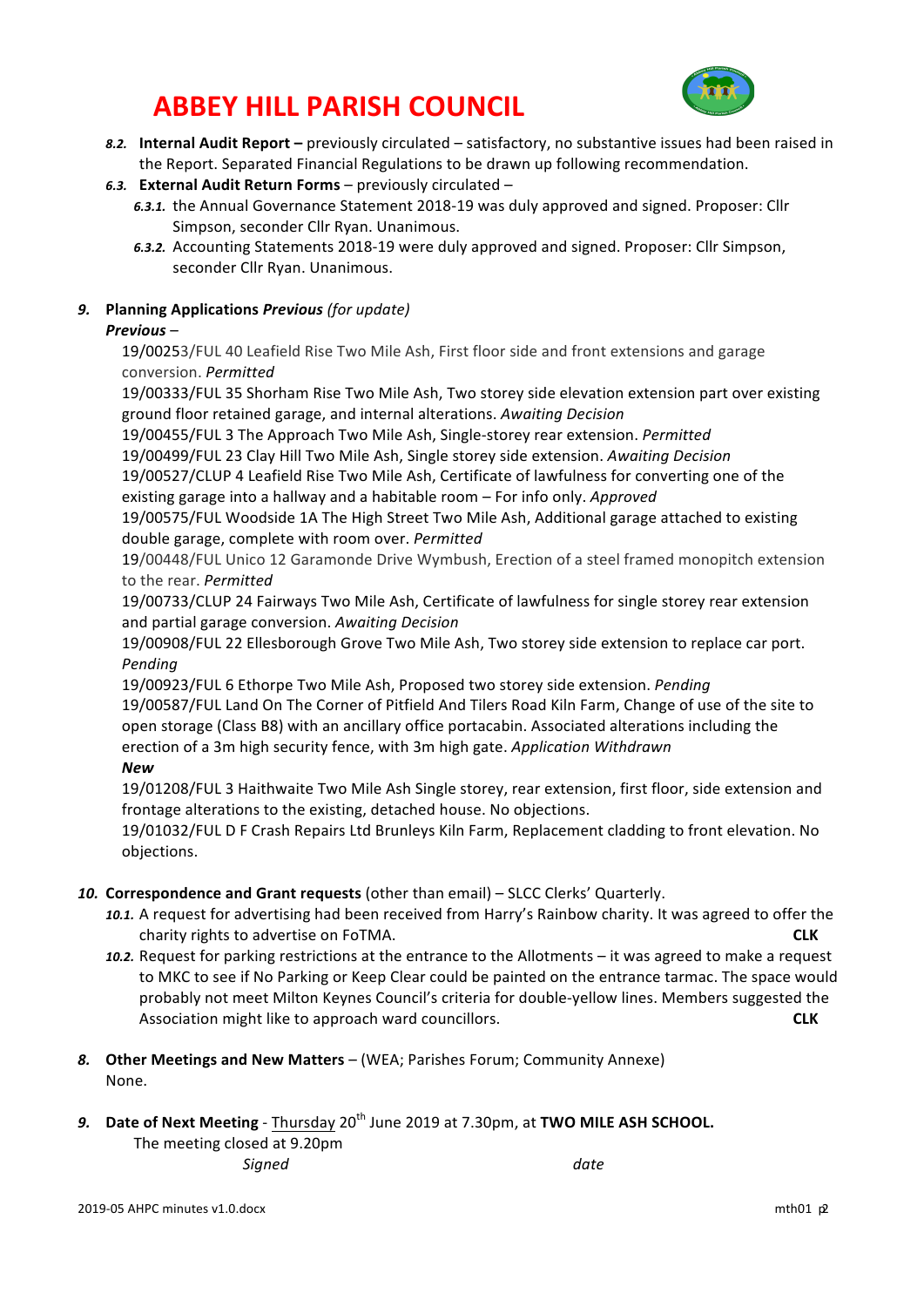# ABBEY HILL PARISH COUNCIL

*8.2.* **Internal Audit Report –** previously circulated – satisfactory, no substantive issues had been raised in the Report. Separated Financial Regulations to be drawn up following recommendation.

*6.3.* **External Audit Return Forms** – previously circulated –

*6.3.1.* the Annual Governance Statement 2018-19 was duly approved and signed. Proposer: Cllr Simpson, seconder Cllr Ryan. Unanimous.

*6.3.2.* Accounting Statements 2018-19 were duly approved and signed. Proposer: Cllr Simpson, seconder Cllr Ryan. Unanimous.

***9.*** **Planning Applications *Previous*** *(for update)*

***Previous*** –

19/00253/FUL 40 Leafield Rise Two Mile Ash, First floor side and front extensions and garage conversion. *Permitted*

19/00333/FUL 35 Shorham Rise Two Mile Ash, Two storey side elevation extension part over existing ground floor retained garage, and internal alterations. *Awaiting Decision*

19/00455/FUL 3 The Approach Two Mile Ash, Single-storey rear extension. *Permitted*

19/00499/FUL 23 Clay Hill Two Mile Ash, Single storey side extension. *Awaiting Decision*

19/00527/CLUP 4 Leafield Rise Two Mile Ash, Certificate of lawfulness for converting one of the existing garage into a hallway and a habitable room – For info only. *Approved*

19/00575/FUL Woodside 1A The High Street Two Mile Ash, Additional garage attached to existing double garage, complete with room over. *Permitted*

19/00448/FUL Unico 12 Garamonde Drive Wymbush, Erection of a steel framed monopitch extension to the rear. *Permitted*

19/00733/CLUP 24 Fairways Two Mile Ash, Certificate of lawfulness for single storey rear extension and partial garage conversion. *Awaiting Decision*

19/00908/FUL 22 Ellesborough Grove Two Mile Ash, Two storey side extension to replace car port. *Pending*

19/00923/FUL 6 Ethorpe Two Mile Ash, Proposed two storey side extension. *Pending*

19/00587/FUL Land On The Corner of Pitfield And Tilers Road Kiln Farm, Change of use of the site to open storage (Class B8) with an ancillary office portacabin. Associated alterations including the erection of a 3m high security fence, with 3m high gate. *Application Withdrawn*

***New***

19/01208/FUL 3 Haithwaite Two Mile Ash Single storey, rear extension, first floor, side extension and frontage alterations to the existing, detached house. No objections.

19/01032/FUL D F Crash Repairs Ltd Brunleys Kiln Farm, Replacement cladding to front elevation. No objections.

***10.*** **Correspondence and Grant requests** (other than email) – SLCC Clerks' Quarterly.

*10.1.* A request for advertising had been received from Harry's Rainbow charity. It was agreed to offer the charity rights to advertise on FoTMA. **CLK**

*10.2.* Request for parking restrictions at the entrance to the Allotments – it was agreed to make a request to MKC to see if No Parking or Keep Clear could be painted on the entrance tarmac. The space would probably not meet Milton Keynes Council's criteria for double-yellow lines. Members suggested the Association might like to approach ward councillors. **CLK**

***8.*** **Other Meetings and New Matters** – (WEA; Parishes Forum; Community Annexe)

None.

***9.*** **Date of Next Meeting** - Thursday 20th June 2019 at 7.30pm, at **TWO MILE ASH SCHOOL.**

The meeting closed at 9.20pm

*Signed* *date*

2019-05 AHPC minutes v1.0.docx mth01